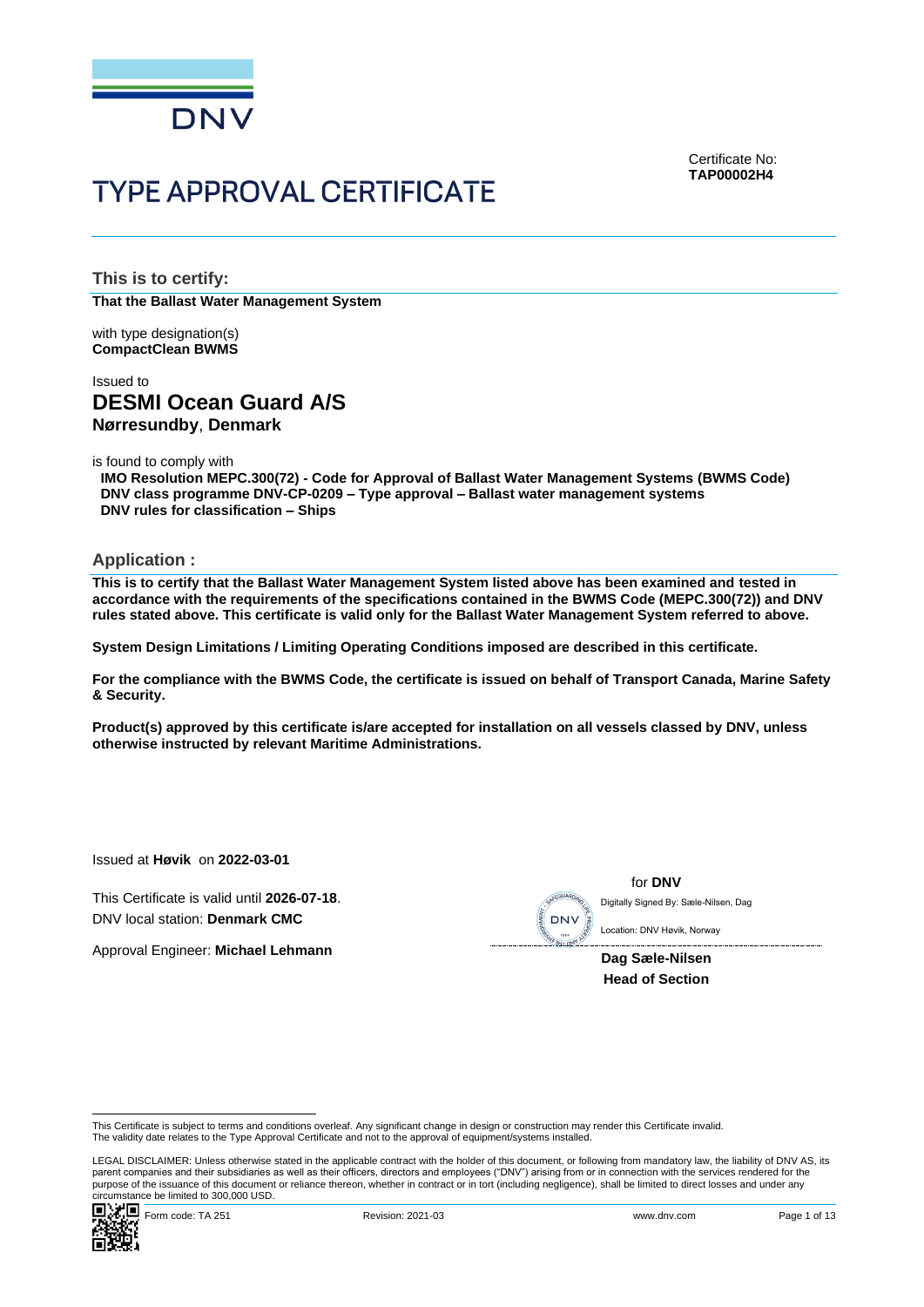DNV

Certificate No:
**TAP00002H4**

# TYPE APPROVAL CERTIFICATE

## This is to certify:

**That the Ballast Water Management System**

with type designation(s)
**CompactClean BWMS**

Issued to
## DESMI Ocean Guard A/S
**Nørresundby**, **Denmark**

is found to comply with
**IMO Resolution MEPC.300(72) - Code for Approval of Ballast Water Management Systems (BWMS Code)**
**DNV class programme DNV-CP-0209 – Type approval – Ballast water management systems**
**DNV rules for classification – Ships**

## Application :

**This is to certify that the Ballast Water Management System listed above has been examined and tested in accordance with the requirements of the specifications contained in the BWMS Code (MEPC.300(72)) and DNV rules stated above. This certificate is valid only for the Ballast Water Management System referred to above.**

**System Design Limitations / Limiting Operating Conditions imposed are described in this certificate.**

**For the compliance with the BWMS Code, the certificate is issued on behalf of Transport Canada, Marine Safety & Security.**

**Product(s) approved by this certificate is/are accepted for installation on all vessels classed by DNV, unless otherwise instructed by relevant Maritime Administrations.**

Issued at **Høvik** on **2022-03-01**

This Certificate is valid until **2026-07-18**.
DNV local station: **Denmark CMC**

Approval Engineer: **Michael Lehmann**

for **DNV**
Digitally Signed By: Sæle-Nilsen, Dag
Location: DNV Høvik, Norway

**Dag Sæle-Nilsen**
**Head of Section**

This Certificate is subject to terms and conditions overleaf. Any significant change in design or construction may render this Certificate invalid.
The validity date relates to the Type Approval Certificate and not to the approval of equipment/systems installed.

LEGAL DISCLAIMER: Unless otherwise stated in the applicable contract with the holder of this document, or following from mandatory law, the liability of DNV AS, its parent companies and their subsidiaries as well as their officers, directors and employees ("DNV") arising from or in connection with the services rendered for the purpose of the issuance of this document or reliance thereon, whether in contract or in tort (including negligence), shall be limited to direct losses and under any circumstance be limited to 300,000 USD.

Form code: TA 251 Revision: 2021-03 www.dnv.com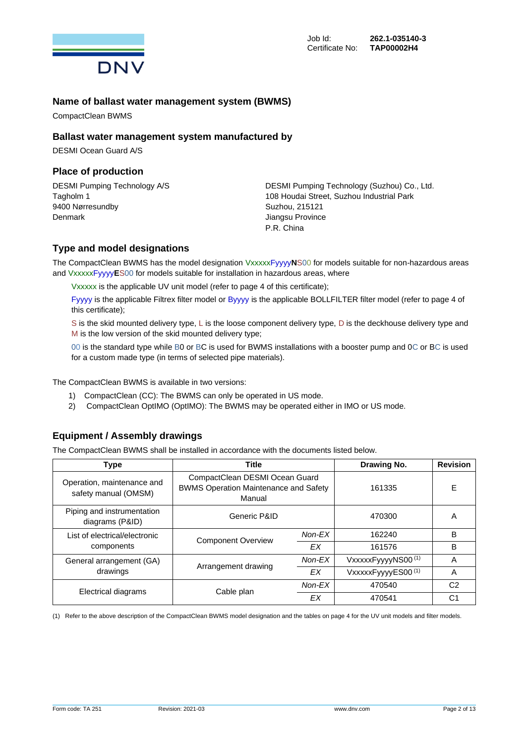Job Id: **262.1-035140-3**
Certificate No: **TAP00002H4**

## Name of ballast water management system (BWMS)

CompactClean BWMS

## Ballast water management system manufactured by

DESMI Ocean Guard A/S

## Place of production

DESMI Pumping Technology A/S
Tagholm 1
9400 Nørresundby
Denmark

DESMI Pumping Technology (Suzhou) Co., Ltd.
108 Houdai Street, Suzhou Industrial Park
Suzhou, 215121
Jiangsu Province
P.R. China

## Type and model designations

The CompactClean BWMS has the model designation VxxxxxFyyyy**N**S00 for models suitable for non-hazardous areas and VxxxxxFyyyy**E**S00 for models suitable for installation in hazardous areas, where

Vxxxxx is the applicable UV unit model (refer to page 4 of this certificate);

Fyyyy is the applicable Filtrex filter model or Byyyy is the applicable BOLLFILTER filter model (refer to page 4 of this certificate);

S is the skid mounted delivery type, L is the loose component delivery type, D is the deckhouse delivery type and M is the low version of the skid mounted delivery type;

00 is the standard type while B0 or BC is used for BWMS installations with a booster pump and 0C or BC is used for a custom made type (in terms of selected pipe materials).

The CompactClean BWMS is available in two versions:

1) CompactClean (CC): The BWMS can only be operated in US mode.
2) CompactClean OptIMO (OptIMO): The BWMS may be operated either in IMO or US mode.

## Equipment / Assembly drawings

The CompactClean BWMS shall be installed in accordance with the documents listed below.

| Type | Title | | Drawing No. | Revision |
|---|---|---|---|---|
| Operation, maintenance and safety manual (OMSM) | CompactClean DESMI Ocean Guard BWMS Operation Maintenance and Safety Manual | | 161335 | E |
| Piping and instrumentation diagrams (P&ID) | Generic P&ID | | 470300 | A |
| List of electrical/electronic components | Component Overview | *Non-EX* | 162240 | B |
| | | *EX* | 161576 | B |
| General arrangement (GA) drawings | Arrangement drawing | *Non-EX* | VxxxxxFyyyyNS00 (1) | A |
| | | *EX* | VxxxxxFyyyyES00 (1) | A |
| Electrical diagrams | Cable plan | *Non-EX* | 470540 | C2 |
| | | *EX* | 470541 | C1 |

(1) Refer to the above description of the CompactClean BWMS model designation and the tables on page 4 for the UV unit models and filter models.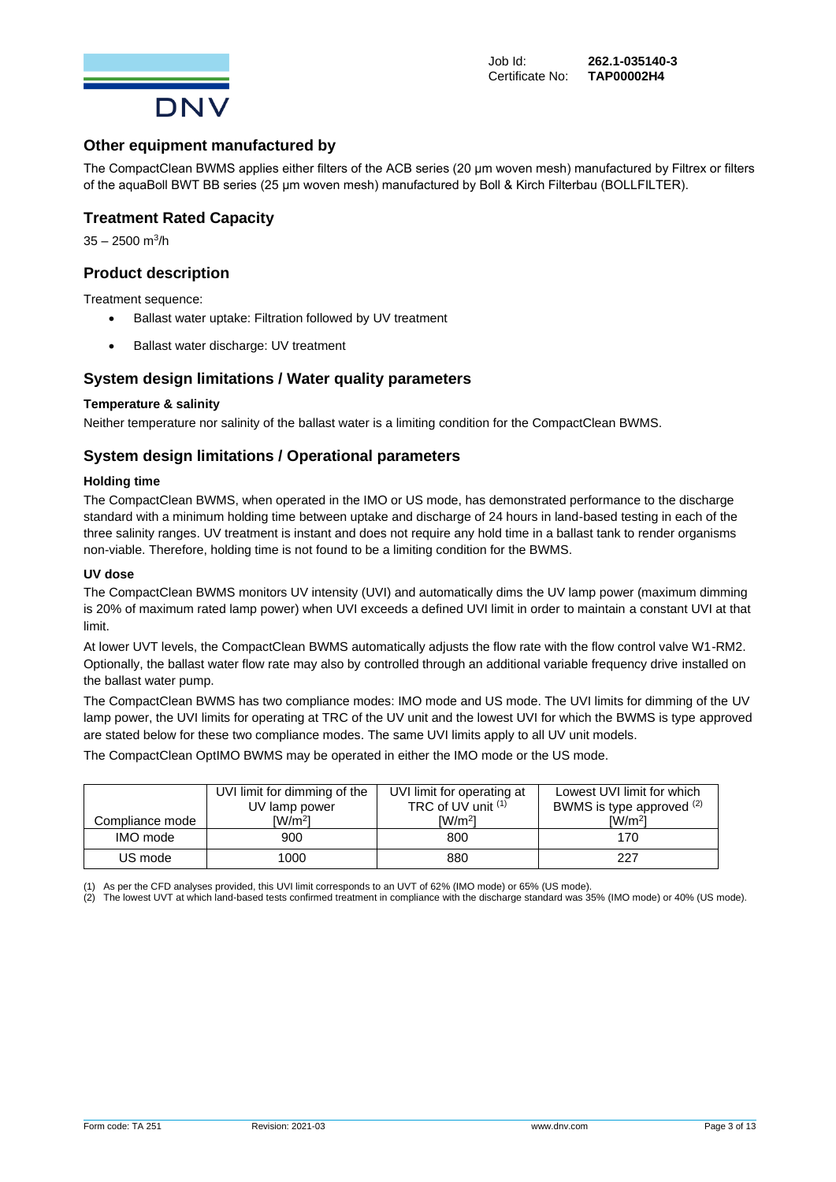## Other equipment manufactured by

The CompactClean BWMS applies either filters of the ACB series (20 µm woven mesh) manufactured by Filtrex or filters of the aquaBoll BWT BB series (25 µm woven mesh) manufactured by Boll & Kirch Filterbau (BOLLFILTER).

## Treatment Rated Capacity

35 – 2500 $m^3/h$

## Product description

Treatment sequence:

- Ballast water uptake: Filtration followed by UV treatment
- Ballast water discharge: UV treatment

## System design limitations / Water quality parameters

### Temperature & salinity

Neither temperature nor salinity of the ballast water is a limiting condition for the CompactClean BWMS.

## System design limitations / Operational parameters

### Holding time

The CompactClean BWMS, when operated in the IMO or US mode, has demonstrated performance to the discharge standard with a minimum holding time between uptake and discharge of 24 hours in land-based testing in each of the three salinity ranges. UV treatment is instant and does not require any hold time in a ballast tank to render organisms non-viable. Therefore, holding time is not found to be a limiting condition for the BWMS.

### UV dose

The CompactClean BWMS monitors UV intensity (UVI) and automatically dims the UV lamp power (maximum dimming is 20% of maximum rated lamp power) when UVI exceeds a defined UVI limit in order to maintain a constant UVI at that limit.

At lower UVT levels, the CompactClean BWMS automatically adjusts the flow rate with the flow control valve W1-RM2. Optionally, the ballast water flow rate may also by controlled through an additional variable frequency drive installed on the ballast water pump.

The CompactClean BWMS has two compliance modes: IMO mode and US mode. The UVI limits for dimming of the UV lamp power, the UVI limits for operating at TRC of the UV unit and the lowest UVI for which the BWMS is type approved are stated below for these two compliance modes. The same UVI limits apply to all UV unit models.

The CompactClean OptIMO BWMS may be operated in either the IMO mode or the US mode.

| Compliance mode | UVI limit for dimming of the UV lamp power [$W/m^2$] | UVI limit for operating at TRC of UV unit (1) [$W/m^2$] | Lowest UVI limit for which BWMS is type approved (2) [$W/m^2$] |
|---|---|---|---|
| IMO mode | 900 | 800 | 170 |
| US mode | 1000 | 880 | 227 |

(1) As per the CFD analyses provided, this UVI limit corresponds to an UVT of 62% (IMO mode) or 65% (US mode).
(2) The lowest UVT at which land-based tests confirmed treatment in compliance with the discharge standard was 35% (IMO mode) or 40% (US mode).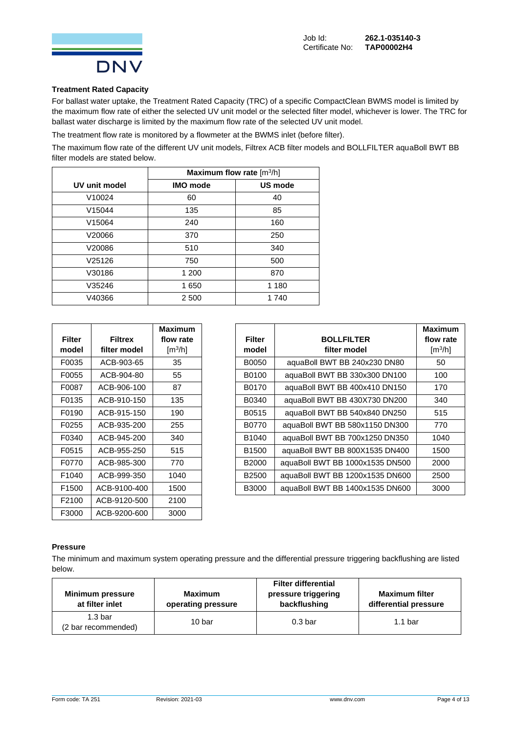Job Id: **262.1-035140-3**
Certificate No: **TAP00002H4**

**Treatment Rated Capacity**

For ballast water uptake, the Treatment Rated Capacity (TRC) of a specific CompactClean BWMS model is limited by the maximum flow rate of either the selected UV unit model or the selected filter model, whichever is lower. The TRC for ballast water discharge is limited by the maximum flow rate of the selected UV unit model.

The treatment flow rate is monitored by a flowmeter at the BWMS inlet (before filter).

The maximum flow rate of the different UV unit models, Filtrex ACB filter models and BOLLFILTER aquaBoll BWT BB filter models are stated below.

| UV unit model | Maximum flow rate [m³/h] | |
|---|---|---|
| | **IMO mode** | **US mode** |
| V10024 | 60 | 40 |
| V15044 | 135 | 85 |
| V15064 | 240 | 160 |
| V20066 | 370 | 250 |
| V20086 | 510 | 340 |
| V25126 | 750 | 500 |
| V30186 | 1 200 | 870 |
| V35246 | 1 650 | 1 180 |
| V40366 | 2 500 | 1 740 |

| Filter model | Filtrex filter model | Maximum flow rate [m³/h] |
|---|---|---|
| F0035 | ACB-903-65 | 35 |
| F0055 | ACB-904-80 | 55 |
| F0087 | ACB-906-100 | 87 |
| F0135 | ACB-910-150 | 135 |
| F0190 | ACB-915-150 | 190 |
| F0255 | ACB-935-200 | 255 |
| F0340 | ACB-945-200 | 340 |
| F0515 | ACB-955-250 | 515 |
| F0770 | ACB-985-300 | 770 |
| F1040 | ACB-999-350 | 1040 |
| F1500 | ACB-9100-400 | 1500 |
| F2100 | ACB-9120-500 | 2100 |
| F3000 | ACB-9200-600 | 3000 |

| Filter model | BOLLFILTER filter model | Maximum flow rate [m³/h] |
|---|---|---|
| B0050 | aquaBoll BWT BB 240x230 DN80 | 50 |
| B0100 | aquaBoll BWT BB 330x300 DN100 | 100 |
| B0170 | aquaBoll BWT BB 400x410 DN150 | 170 |
| B0340 | aquaBoll BWT BB 430X730 DN200 | 340 |
| B0515 | aquaBoll BWT BB 540x840 DN250 | 515 |
| B0770 | aquaBoll BWT BB 580x1150 DN300 | 770 |
| B1040 | aquaBoll BWT BB 700x1250 DN350 | 1040 |
| B1500 | aquaBoll BWT BB 800X1535 DN400 | 1500 |
| B2000 | aquaBoll BWT BB 1000x1535 DN500 | 2000 |
| B2500 | aquaBoll BWT BB 1200x1535 DN600 | 2500 |
| B3000 | aquaBoll BWT BB 1400x1535 DN600 | 3000 |

**Pressure**

The minimum and maximum system operating pressure and the differential pressure triggering backflushing are listed below.

| Minimum pressure at filter inlet | Maximum operating pressure | Filter differential pressure triggering backflushing | Maximum filter differential pressure |
|---|---|---|---|
| 1.3 bar (2 bar recommended) | 10 bar | 0.3 bar | 1.1 bar |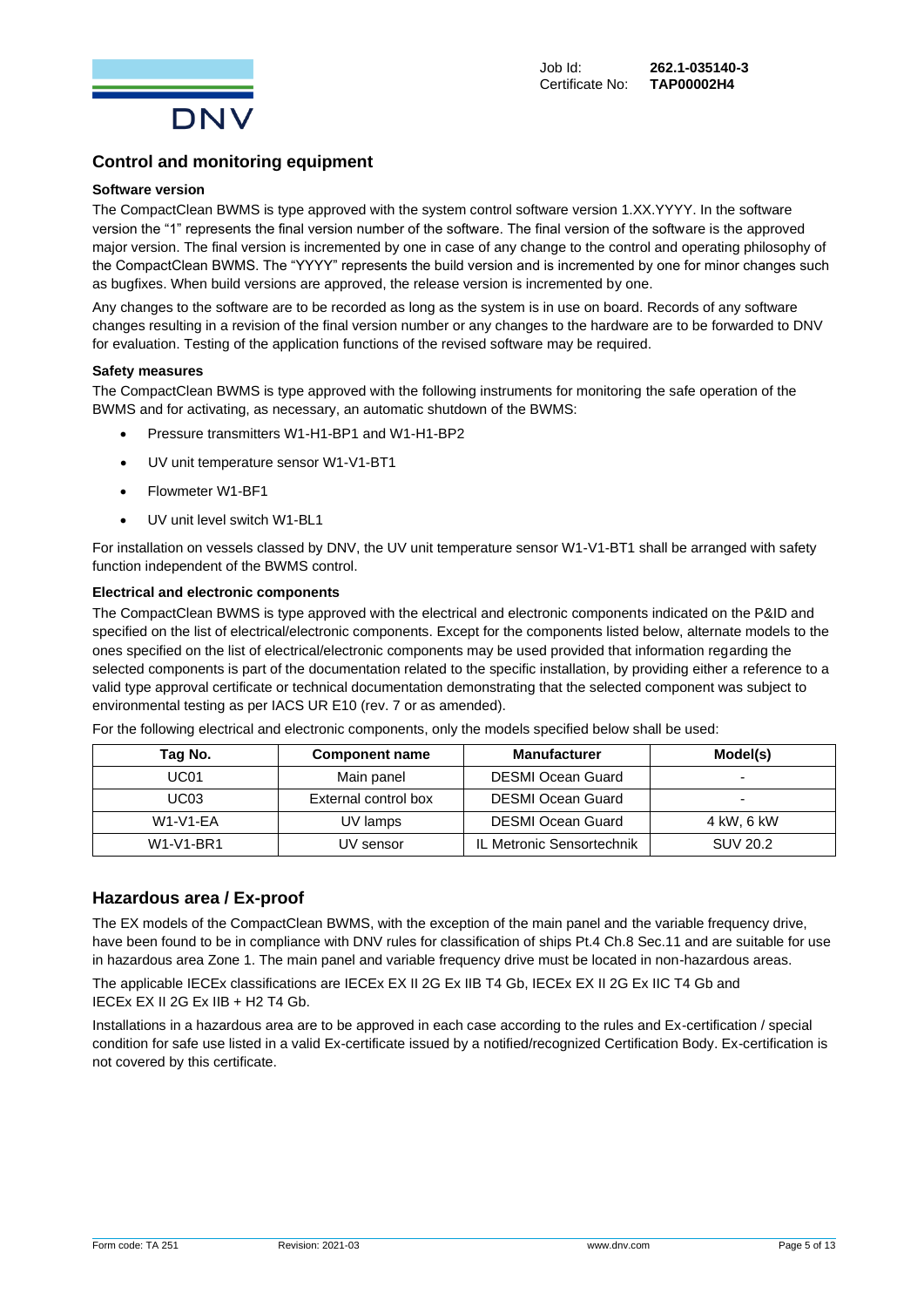## Control and monitoring equipment

### Software version

The CompactClean BWMS is type approved with the system control software version 1.XX.YYYY. In the software version the "1" represents the final version number of the software. The final version of the software is the approved major version. The final version is incremented by one in case of any change to the control and operating philosophy of the CompactClean BWMS. The "YYYY" represents the build version and is incremented by one for minor changes such as bugfixes. When build versions are approved, the release version is incremented by one.

Any changes to the software are to be recorded as long as the system is in use on board. Records of any software changes resulting in a revision of the final version number or any changes to the hardware are to be forwarded to DNV for evaluation. Testing of the application functions of the revised software may be required.

### Safety measures

The CompactClean BWMS is type approved with the following instruments for monitoring the safe operation of the BWMS and for activating, as necessary, an automatic shutdown of the BWMS:

- Pressure transmitters W1-H1-BP1 and W1-H1-BP2
- UV unit temperature sensor W1-V1-BT1
- Flowmeter W1-BF1
- UV unit level switch W1-BL1

For installation on vessels classed by DNV, the UV unit temperature sensor W1-V1-BT1 shall be arranged with safety function independent of the BWMS control.

### Electrical and electronic components

The CompactClean BWMS is type approved with the electrical and electronic components indicated on the P&ID and specified on the list of electrical/electronic components. Except for the components listed below, alternate models to the ones specified on the list of electrical/electronic components may be used provided that information regarding the selected components is part of the documentation related to the specific installation, by providing either a reference to a valid type approval certificate or technical documentation demonstrating that the selected component was subject to environmental testing as per IACS UR E10 (rev. 7 or as amended).

For the following electrical and electronic components, only the models specified below shall be used:

| Tag No. | Component name | Manufacturer | Model(s) |
|---|---|---|---|
| UC01 | Main panel | DESMI Ocean Guard | - |
| UC03 | External control box | DESMI Ocean Guard | - |
| W1-V1-EA | UV lamps | DESMI Ocean Guard | 4 kW, 6 kW |
| W1-V1-BR1 | UV sensor | IL Metronic Sensortechnik | SUV 20.2 |

## Hazardous area / Ex-proof

The EX models of the CompactClean BWMS, with the exception of the main panel and the variable frequency drive, have been found to be in compliance with DNV rules for classification of ships Pt.4 Ch.8 Sec.11 and are suitable for use in hazardous area Zone 1. The main panel and variable frequency drive must be located in non-hazardous areas.

The applicable IECEx classifications are IECEx EX II 2G Ex IIB T4 Gb, IECEx EX II 2G Ex IIC T4 Gb and IECEx EX II 2G Ex IIB + H2 T4 Gb.

Installations in a hazardous area are to be approved in each case according to the rules and Ex-certification / special condition for safe use listed in a valid Ex-certificate issued by a notified/recognized Certification Body. Ex-certification is not covered by this certificate.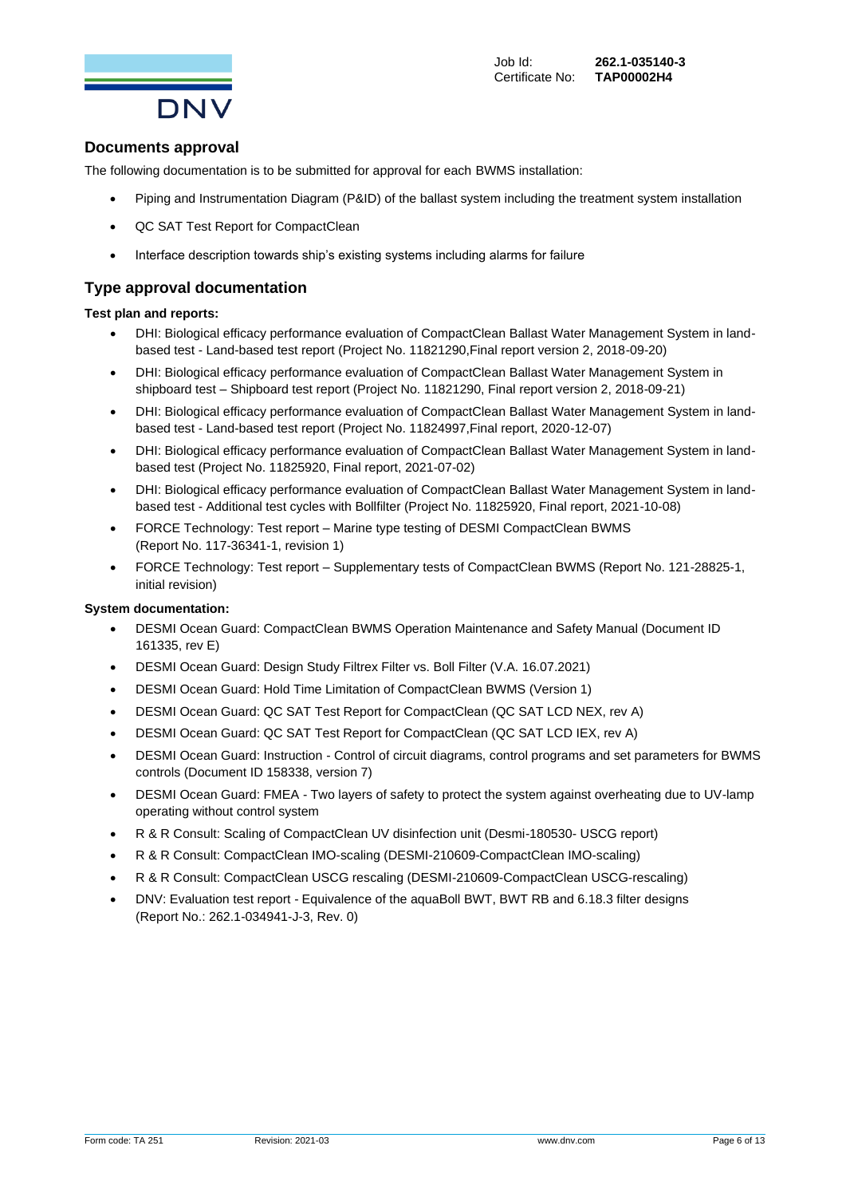## Documents approval

The following documentation is to be submitted for approval for each BWMS installation:

- Piping and Instrumentation Diagram (P&ID) of the ballast system including the treatment system installation
- QC SAT Test Report for CompactClean
- Interface description towards ship's existing systems including alarms for failure

## Type approval documentation

**Test plan and reports:**

- DHI: Biological efficacy performance evaluation of CompactClean Ballast Water Management System in land-based test - Land-based test report (Project No. 11821290,Final report version 2, 2018-09-20)
- DHI: Biological efficacy performance evaluation of CompactClean Ballast Water Management System in shipboard test – Shipboard test report (Project No. 11821290, Final report version 2, 2018-09-21)
- DHI: Biological efficacy performance evaluation of CompactClean Ballast Water Management System in land-based test - Land-based test report (Project No. 11824997,Final report, 2020-12-07)
- DHI: Biological efficacy performance evaluation of CompactClean Ballast Water Management System in land-based test (Project No. 11825920, Final report, 2021-07-02)
- DHI: Biological efficacy performance evaluation of CompactClean Ballast Water Management System in land-based test - Additional test cycles with Bollfilter (Project No. 11825920, Final report, 2021-10-08)
- FORCE Technology: Test report – Marine type testing of DESMI CompactClean BWMS (Report No. 117-36341-1, revision 1)
- FORCE Technology: Test report – Supplementary tests of CompactClean BWMS (Report No. 121-28825-1, initial revision)

**System documentation:**

- DESMI Ocean Guard: CompactClean BWMS Operation Maintenance and Safety Manual (Document ID 161335, rev E)
- DESMI Ocean Guard: Design Study Filtrex Filter vs. Boll Filter (V.A. 16.07.2021)
- DESMI Ocean Guard: Hold Time Limitation of CompactClean BWMS (Version 1)
- DESMI Ocean Guard: QC SAT Test Report for CompactClean (QC SAT LCD NEX, rev A)
- DESMI Ocean Guard: QC SAT Test Report for CompactClean (QC SAT LCD IEX, rev A)
- DESMI Ocean Guard: Instruction - Control of circuit diagrams, control programs and set parameters for BWMS controls (Document ID 158338, version 7)
- DESMI Ocean Guard: FMEA - Two layers of safety to protect the system against overheating due to UV-lamp operating without control system
- R & R Consult: Scaling of CompactClean UV disinfection unit (Desmi-180530- USCG report)
- R & R Consult: CompactClean IMO-scaling (DESMI-210609-CompactClean IMO-scaling)
- R & R Consult: CompactClean USCG rescaling (DESMI-210609-CompactClean USCG-rescaling)
- DNV: Evaluation test report - Equivalence of the aquaBoll BWT, BWT RB and 6.18.3 filter designs (Report No.: 262.1-034941-J-3, Rev. 0)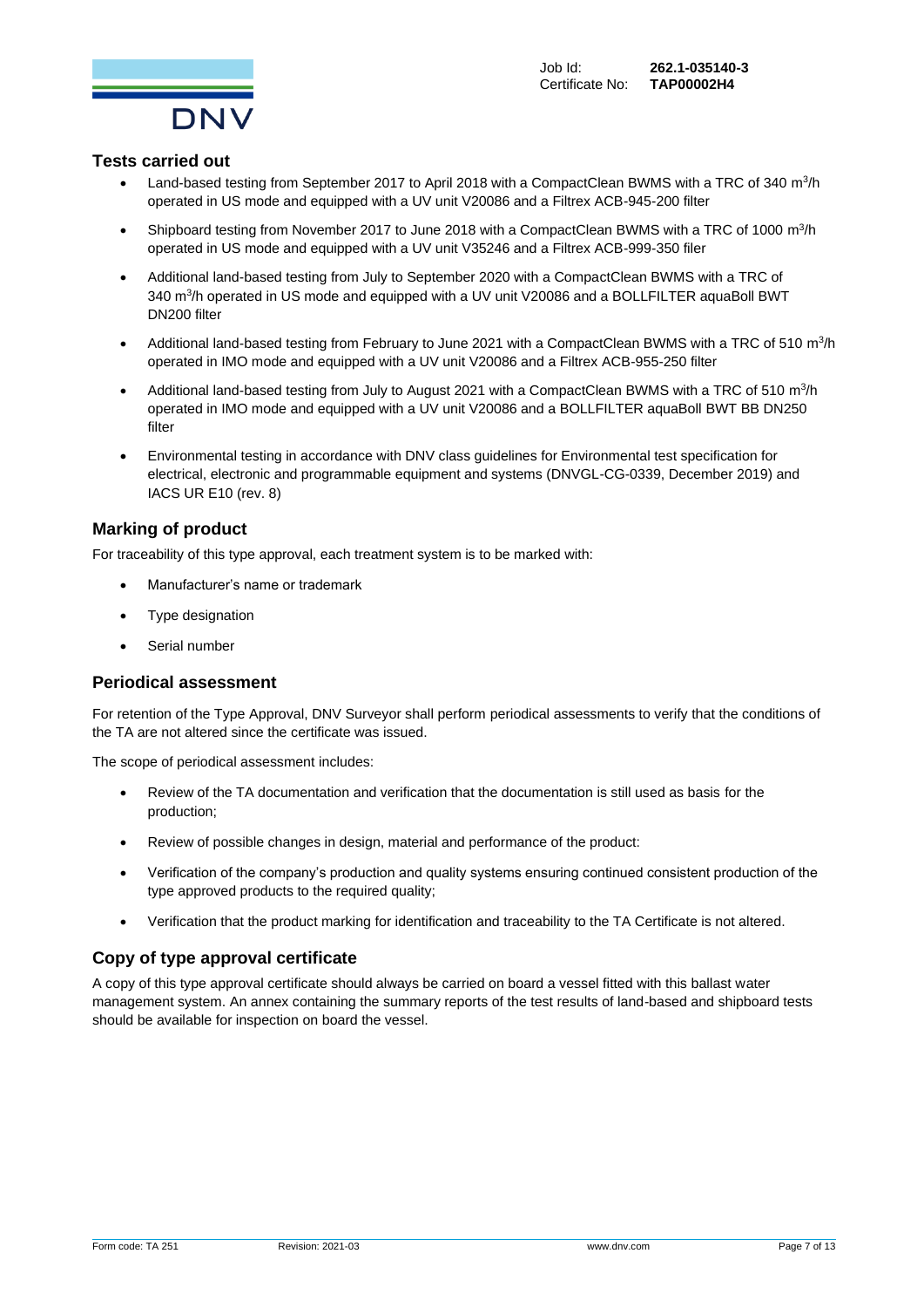## Tests carried out

- Land-based testing from September 2017 to April 2018 with a CompactClean BWMS with a TRC of 340 $m^3$/h operated in US mode and equipped with a UV unit V20086 and a Filtrex ACB-945-200 filter
- Shipboard testing from November 2017 to June 2018 with a CompactClean BWMS with a TRC of 1000 $m^3$/h operated in US mode and equipped with a UV unit V35246 and a Filtrex ACB-999-350 filer
- Additional land-based testing from July to September 2020 with a CompactClean BWMS with a TRC of 340 $m^3$/h operated in US mode and equipped with a UV unit V20086 and a BOLLFILTER aquaBoll BWT DN200 filter
- Additional land-based testing from February to June 2021 with a CompactClean BWMS with a TRC of 510 $m^3$/h operated in IMO mode and equipped with a UV unit V20086 and a Filtrex ACB-955-250 filter
- Additional land-based testing from July to August 2021 with a CompactClean BWMS with a TRC of 510 $m^3$/h operated in IMO mode and equipped with a UV unit V20086 and a BOLLFILTER aquaBoll BWT BB DN250 filter
- Environmental testing in accordance with DNV class guidelines for Environmental test specification for electrical, electronic and programmable equipment and systems (DNVGL-CG-0339, December 2019) and IACS UR E10 (rev. 8)

## Marking of product

For traceability of this type approval, each treatment system is to be marked with:

- Manufacturer's name or trademark
- Type designation
- Serial number

## Periodical assessment

For retention of the Type Approval, DNV Surveyor shall perform periodical assessments to verify that the conditions of the TA are not altered since the certificate was issued.

The scope of periodical assessment includes:

- Review of the TA documentation and verification that the documentation is still used as basis for the production;
- Review of possible changes in design, material and performance of the product:
- Verification of the company's production and quality systems ensuring continued consistent production of the type approved products to the required quality;
- Verification that the product marking for identification and traceability to the TA Certificate is not altered.

## Copy of type approval certificate

A copy of this type approval certificate should always be carried on board a vessel fitted with this ballast water management system. An annex containing the summary reports of the test results of land-based and shipboard tests should be available for inspection on board the vessel.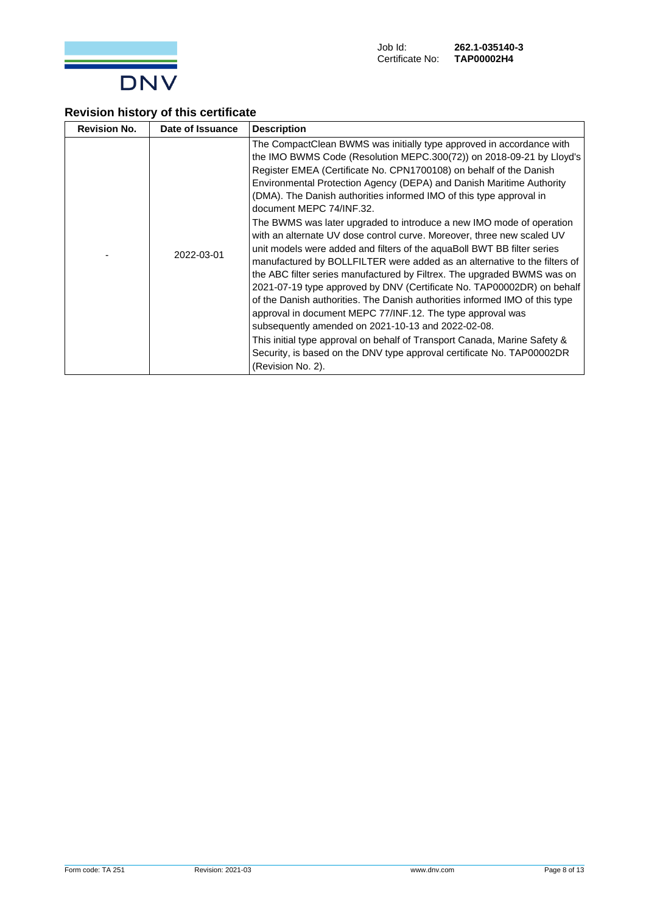## Revision history of this certificate

| Revision No. | Date of Issuance | Description |
|---|---|---|
| - | 2022-03-01 | The CompactClean BWMS was initially type approved in accordance with the IMO BWMS Code (Resolution MEPC.300(72)) on 2018-09-21 by Lloyd's Register EMEA (Certificate No. CPN1700108) on behalf of the Danish Environmental Protection Agency (DEPA) and Danish Maritime Authority (DMA). The Danish authorities informed IMO of this type approval in document MEPC 74/INF.32.<br>The BWMS was later upgraded to introduce a new IMO mode of operation with an alternate UV dose control curve. Moreover, three new scaled UV unit models were added and filters of the aquaBoll BWT BB filter series manufactured by BOLLFILTER were added as an alternative to the filters of the ABC filter series manufactured by Filtrex. The upgraded BWMS was on 2021-07-19 type approved by DNV (Certificate No. TAP00002DR) on behalf of the Danish authorities. The Danish authorities informed IMO of this type approval in document MEPC 77/INF.12. The type approval was subsequently amended on 2021-10-13 and 2022-02-08.<br>This initial type approval on behalf of Transport Canada, Marine Safety & Security, is based on the DNV type approval certificate No. TAP00002DR (Revision No. 2). |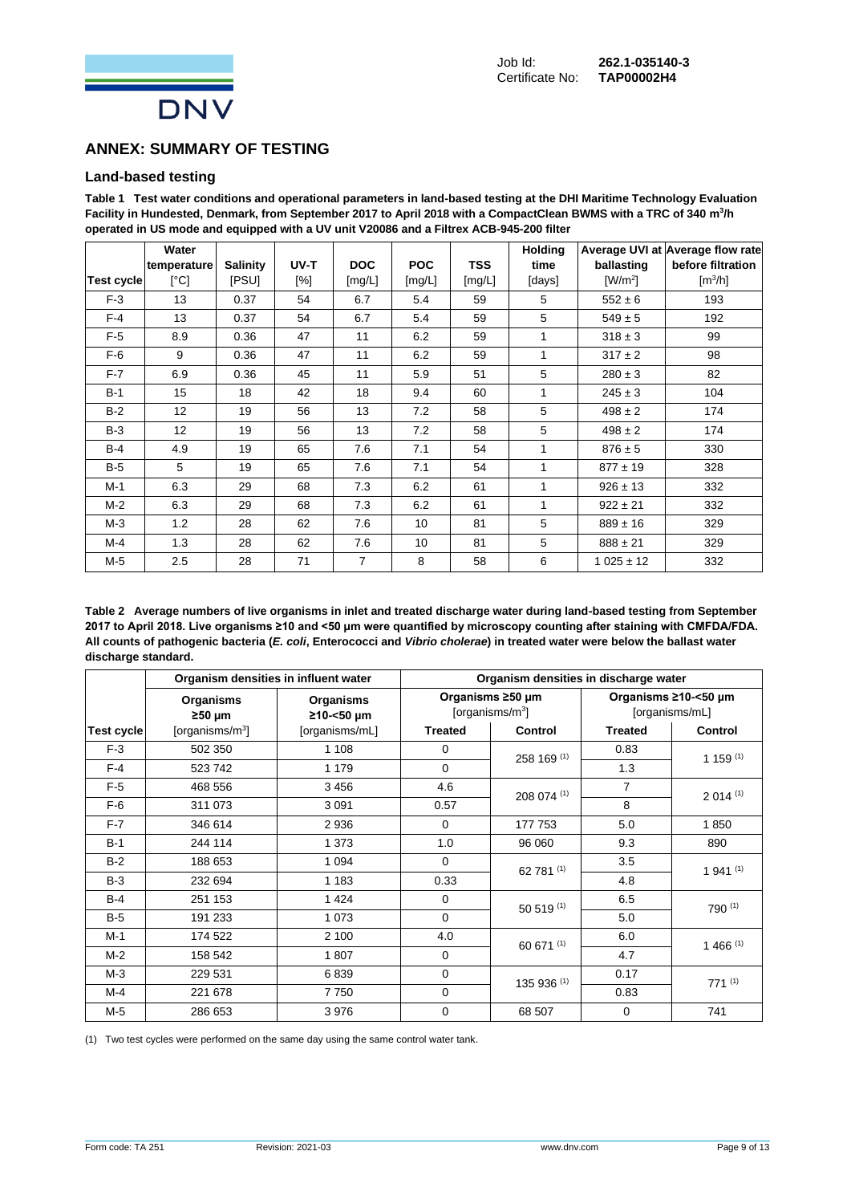Job Id: **262.1-035140-3**
Certificate No: **TAP00002H4**

## ANNEX: SUMMARY OF TESTING

### Land-based testing

**Table 1 Test water conditions and operational parameters in land-based testing at the DHI Maritime Technology Evaluation Facility in Hundested, Denmark, from September 2017 to April 2018 with a CompactClean BWMS with a TRC of 340 m³/h operated in US mode and equipped with a UV unit V20086 and a Filtrex ACB-945-200 filter**

| Test cycle | Water temperature [°C] | Salinity [PSU] | UV-T [%] | DOC [mg/L] | POC [mg/L] | TSS [mg/L] | Holding time [days] | Average UVI at ballasting [W/m²] | Average flow rate before filtration [m³/h] |
|---|---|---|---|---|---|---|---|---|---|
| F-3 | 13 | 0.37 | 54 | 6.7 | 5.4 | 59 | 5 | 552 ± 6 | 193 |
| F-4 | 13 | 0.37 | 54 | 6.7 | 5.4 | 59 | 5 | 549 ± 5 | 192 |
| F-5 | 8.9 | 0.36 | 47 | 11 | 6.2 | 59 | 1 | 318 ± 3 | 99 |
| F-6 | 9 | 0.36 | 47 | 11 | 6.2 | 59 | 1 | 317 ± 2 | 98 |
| F-7 | 6.9 | 0.36 | 45 | 11 | 5.9 | 51 | 5 | 280 ± 3 | 82 |
| B-1 | 15 | 18 | 42 | 18 | 9.4 | 60 | 1 | 245 ± 3 | 104 |
| B-2 | 12 | 19 | 56 | 13 | 7.2 | 58 | 5 | 498 ± 2 | 174 |
| B-3 | 12 | 19 | 56 | 13 | 7.2 | 58 | 5 | 498 ± 2 | 174 |
| B-4 | 4.9 | 19 | 65 | 7.6 | 7.1 | 54 | 1 | 876 ± 5 | 330 |
| B-5 | 5 | 19 | 65 | 7.6 | 7.1 | 54 | 1 | 877 ± 19 | 328 |
| M-1 | 6.3 | 29 | 68 | 7.3 | 6.2 | 61 | 1 | 926 ± 13 | 332 |
| M-2 | 6.3 | 29 | 68 | 7.3 | 6.2 | 61 | 1 | 922 ± 21 | 332 |
| M-3 | 1.2 | 28 | 62 | 7.6 | 10 | 81 | 5 | 889 ± 16 | 329 |
| M-4 | 1.3 | 28 | 62 | 7.6 | 10 | 81 | 5 | 888 ± 21 | 329 |
| M-5 | 2.5 | 28 | 71 | 7 | 8 | 58 | 6 | 1 025 ± 12 | 332 |

**Table 2 Average numbers of live organisms in inlet and treated discharge water during land-based testing from September 2017 to April 2018. Live organisms ≥10 and <50 µm were quantified by microscopy counting after staining with CMFDA/FDA. All counts of pathogenic bacteria (*E. coli*, Enterococci and *Vibrio cholerae*) in treated water were below the ballast water discharge standard.**

| | Organism densities in influent water | | Organism densities in discharge water | | | |
|---|---|---|---|---|---|---|
| | Organisms ≥50 µm [organisms/m³] | Organisms ≥10-<50 µm [organisms/mL] | Organisms ≥50 µm [organisms/m³] | | Organisms ≥10-<50 µm [organisms/mL] | |
| Test cycle | | | Treated | Control | Treated | Control |
| F-3 | 502 350 | 1 108 | 0 | 258 169 (1) | 0.83 | 1 159 (1) |
| F-4 | 523 742 | 1 179 | 0 | | 1.3 | |
| F-5 | 468 556 | 3 456 | 4.6 | 208 074 (1) | 7 | 2 014 (1) |
| F-6 | 311 073 | 3 091 | 0.57 | | 8 | |
| F-7 | 346 614 | 2 936 | 0 | 177 753 | 5.0 | 1 850 |
| B-1 | 244 114 | 1 373 | 1.0 | 96 060 | 9.3 | 890 |
| B-2 | 188 653 | 1 094 | 0 | 62 781 (1) | 3.5 | 1 941 (1) |
| B-3 | 232 694 | 1 183 | 0.33 | | 4.8 | |
| B-4 | 251 153 | 1 424 | 0 | 50 519 (1) | 6.5 | 790 (1) |
| B-5 | 191 233 | 1 073 | 0 | | 5.0 | |
| M-1 | 174 522 | 2 100 | 4.0 | 60 671 (1) | 6.0 | 1 466 (1) |
| M-2 | 158 542 | 1 807 | 0 | | 4.7 | |
| M-3 | 229 531 | 6 839 | 0 | 135 936 (1) | 0.17 | 771 (1) |
| M-4 | 221 678 | 7 750 | 0 | | 0.83 | |
| M-5 | 286 653 | 3 976 | 0 | 68 507 | 0 | 741 |

(1) Two test cycles were performed on the same day using the same control water tank.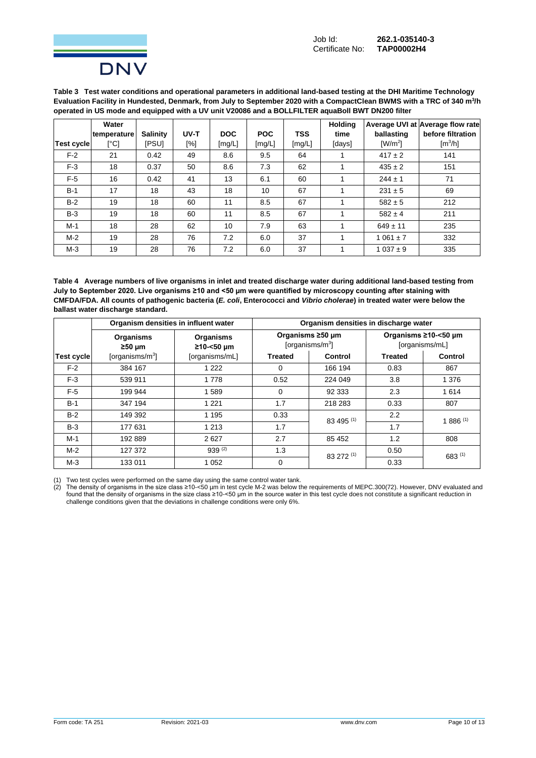**Table 3 Test water conditions and operational parameters in additional land-based testing at the DHI Maritime Technology Evaluation Facility in Hundested, Denmark, from July to September 2020 with a CompactClean BWMS with a TRC of 340 m$^3$/h operated in US mode and equipped with a UV unit V20086 and a BOLLFILTER aquaBoll BWT DN200 filter**

| Test cycle | Water temperature [°C] | Salinity [PSU] | UV-T [%] | DOC [mg/L] | POC [mg/L] | TSS [mg/L] | Holding time [days] | Average UVI at ballasting [W/m$^2$] | Average flow rate before filtration [m$^3$/h] |
|---|---|---|---|---|---|---|---|---|---|
| F-2 | 21 | 0.42 | 49 | 8.6 | 9.5 | 64 | 1 | 417 ± 2 | 141 |
| F-3 | 18 | 0.37 | 50 | 8.6 | 7.3 | 62 | 1 | 435 ± 2 | 151 |
| F-5 | 16 | 0.42 | 41 | 13 | 6.1 | 60 | 1 | 244 ± 1 | 71 |
| B-1 | 17 | 18 | 43 | 18 | 10 | 67 | 1 | 231 ± 5 | 69 |
| B-2 | 19 | 18 | 60 | 11 | 8.5 | 67 | 1 | 582 ± 5 | 212 |
| B-3 | 19 | 18 | 60 | 11 | 8.5 | 67 | 1 | 582 ± 4 | 211 |
| M-1 | 18 | 28 | 62 | 10 | 7.9 | 63 | 1 | 649 ± 11 | 235 |
| M-2 | 19 | 28 | 76 | 7.2 | 6.0 | 37 | 1 | 1 061 ± 7 | 332 |
| M-3 | 19 | 28 | 76 | 7.2 | 6.0 | 37 | 1 | 1 037 ± 9 | 335 |

**Table 4 Average numbers of live organisms in inlet and treated discharge water during additional land-based testing from July to September 2020. Live organisms ≥10 and <50 µm were quantified by microscopy counting after staining with CMFDA/FDA. All counts of pathogenic bacteria (*E. coli*, Enterococci and *Vibrio cholerae*) in treated water were below the ballast water discharge standard.**

| | Organism densities in influent water | | Organism densities in discharge water | | | |
|---|---|---|---|---|---|---|
| | Organisms ≥50 µm | Organisms ≥10-<50 µm | Organisms ≥50 µm [organisms/m$^3$] | | Organisms ≥10-<50 µm [organisms/mL] | |
| Test cycle | [organisms/m$^3$] | [organisms/mL] | Treated | Control | Treated | Control |
| F-2 | 384 167 | 1 222 | 0 | 166 194 | 0.83 | 867 |
| F-3 | 539 911 | 1 778 | 0.52 | 224 049 | 3.8 | 1 376 |
| F-5 | 199 944 | 1 589 | 0 | 92 333 | 2.3 | 1 614 |
| B-1 | 347 194 | 1 221 | 1.7 | 218 283 | 0.33 | 807 |
| B-2 | 149 392 | 1 195 | 0.33 | 83 495 (1) | 2.2 | 1 886 (1) |
| B-3 | 177 631 | 1 213 | 1.7 | | 1.7 | |
| M-1 | 192 889 | 2 627 | 2.7 | 85 452 | 1.2 | 808 |
| M-2 | 127 372 | 939 (2) | 1.3 | 83 272 (1) | 0.50 | 683 (1) |
| M-3 | 133 011 | 1 052 | 0 | | 0.33 | |

(1) Two test cycles were performed on the same day using the same control water tank.
(2) The density of organisms in the size class ≥10-<50 µm in test cycle M-2 was below the requirements of MEPC.300(72). However, DNV evaluated and found that the density of organisms in the size class ≥10-<50 µm in the source water in this test cycle does not constitute a significant reduction in challenge conditions given that the deviations in challenge conditions were only 6%.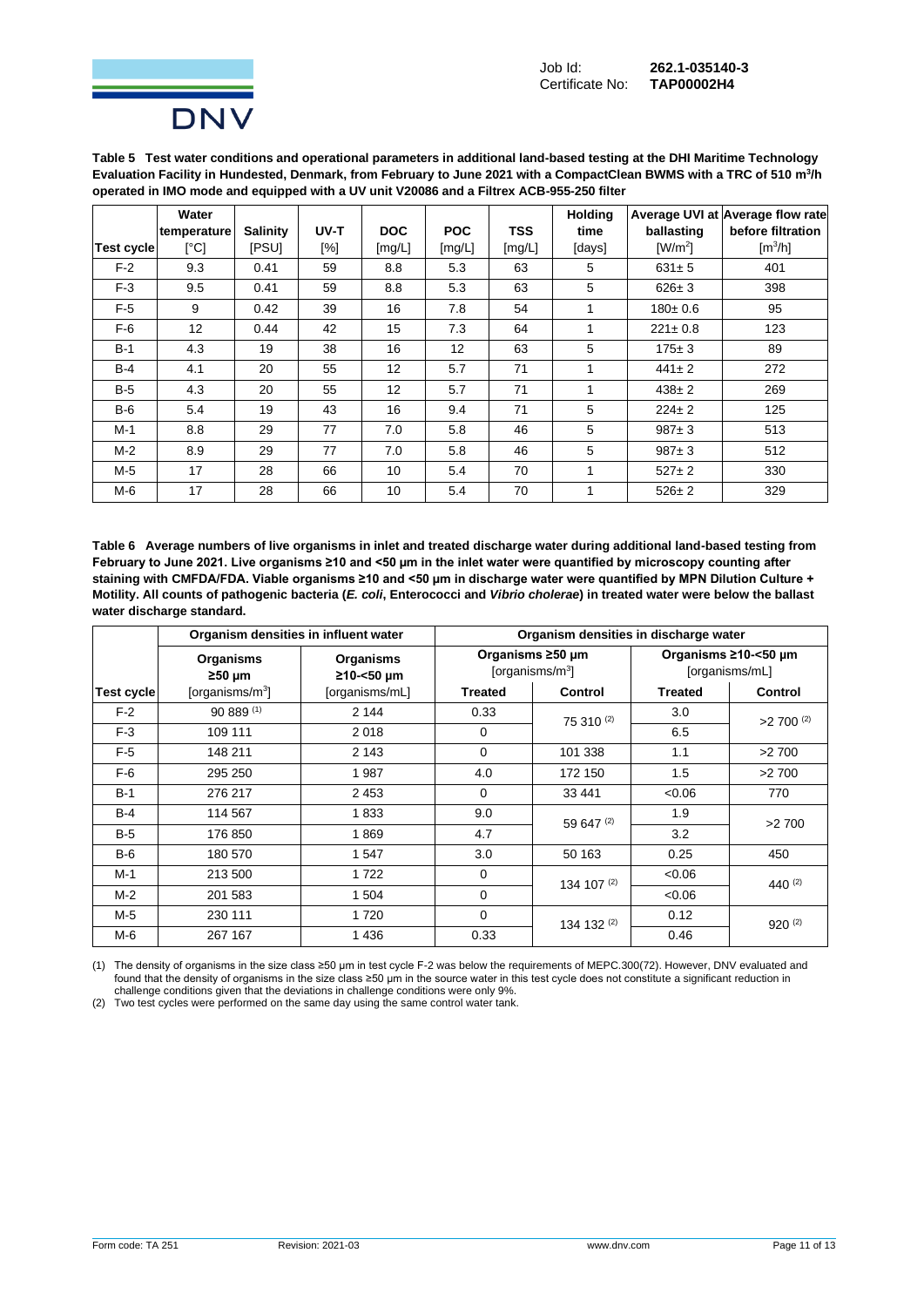Job Id: **262.1-035140-3**
Certificate No: **TAP00002H4**

**Table 5 Test water conditions and operational parameters in additional land-based testing at the DHI Maritime Technology Evaluation Facility in Hundested, Denmark, from February to June 2021 with a CompactClean BWMS with a TRC of 510 m³/h operated in IMO mode and equipped with a UV unit V20086 and a Filtrex ACB-955-250 filter**

| Test cycle | Water temperature [°C] | Salinity [PSU] | UV-T [%] | DOC [mg/L] | POC [mg/L] | TSS [mg/L] | Holding time [days] | Average UVI at ballasting [W/m²] | Average flow rate before filtration [m³/h] |
|---|---|---|---|---|---|---|---|---|---|
| F-2 | 9.3 | 0.41 | 59 | 8.8 | 5.3 | 63 | 5 | 631± 5 | 401 |
| F-3 | 9.5 | 0.41 | 59 | 8.8 | 5.3 | 63 | 5 | 626± 3 | 398 |
| F-5 | 9 | 0.42 | 39 | 16 | 7.8 | 54 | 1 | 180± 0.6 | 95 |
| F-6 | 12 | 0.44 | 42 | 15 | 7.3 | 64 | 1 | 221± 0.8 | 123 |
| B-1 | 4.3 | 19 | 38 | 16 | 12 | 63 | 5 | 175± 3 | 89 |
| B-4 | 4.1 | 20 | 55 | 12 | 5.7 | 71 | 1 | 441± 2 | 272 |
| B-5 | 4.3 | 20 | 55 | 12 | 5.7 | 71 | 1 | 438± 2 | 269 |
| B-6 | 5.4 | 19 | 43 | 16 | 9.4 | 71 | 5 | 224± 2 | 125 |
| M-1 | 8.8 | 29 | 77 | 7.0 | 5.8 | 46 | 5 | 987± 3 | 513 |
| M-2 | 8.9 | 29 | 77 | 7.0 | 5.8 | 46 | 5 | 987± 3 | 512 |
| M-5 | 17 | 28 | 66 | 10 | 5.4 | 70 | 1 | 527± 2 | 330 |
| M-6 | 17 | 28 | 66 | 10 | 5.4 | 70 | 1 | 526± 2 | 329 |

**Table 6 Average numbers of live organisms in inlet and treated discharge water during additional land-based testing from February to June 2021. Live organisms ≥10 and <50 µm in the inlet water were quantified by microscopy counting after staining with CMFDA/FDA. Viable organisms ≥10 and <50 µm in discharge water were quantified by MPN Dilution Culture + Motility. All counts of pathogenic bacteria (*E. coli*, Enterococci and *Vibrio cholerae*) in treated water were below the ballast water discharge standard.**

| | Organism densities in influent water | | Organism densities in discharge water | | | |
|---|---|---|---|---|---|---|
| | Organisms ≥50 µm | Organisms ≥10-<50 µm | Organisms ≥50 µm [organisms/m³] | | Organisms ≥10-<50 µm [organisms/mL] | |
| Test cycle | [organisms/m³] | [organisms/mL] | Treated | Control | Treated | Control |
| F-2 | 90 889 (1) | 2 144 | 0.33 | 75 310 (2) | 3.0 | >2 700 (2) |
| F-3 | 109 111 | 2 018 | 0 | | 6.5 | |
| F-5 | 148 211 | 2 143 | 0 | 101 338 | 1.1 | >2 700 |
| F-6 | 295 250 | 1 987 | 4.0 | 172 150 | 1.5 | >2 700 |
| B-1 | 276 217 | 2 453 | 0 | 33 441 | <0.06 | 770 |
| B-4 | 114 567 | 1 833 | 9.0 | 59 647 (2) | 1.9 | >2 700 |
| B-5 | 176 850 | 1 869 | 4.7 | | 3.2 | |
| B-6 | 180 570 | 1 547 | 3.0 | 50 163 | 0.25 | 450 |
| M-1 | 213 500 | 1 722 | 0 | 134 107 (2) | <0.06 | 440 (2) |
| M-2 | 201 583 | 1 504 | 0 | | <0.06 | |
| M-5 | 230 111 | 1 720 | 0 | 134 132 (2) | 0.12 | 920 (2) |
| M-6 | 267 167 | 1 436 | 0.33 | | 0.46 | |

(1) The density of organisms in the size class ≥50 µm in test cycle F-2 was below the requirements of MEPC.300(72). However, DNV evaluated and found that the density of organisms in the size class ≥50 µm in the source water in this test cycle does not constitute a significant reduction in challenge conditions given that the deviations in challenge conditions were only 9%.

(2) Two test cycles were performed on the same day using the same control water tank.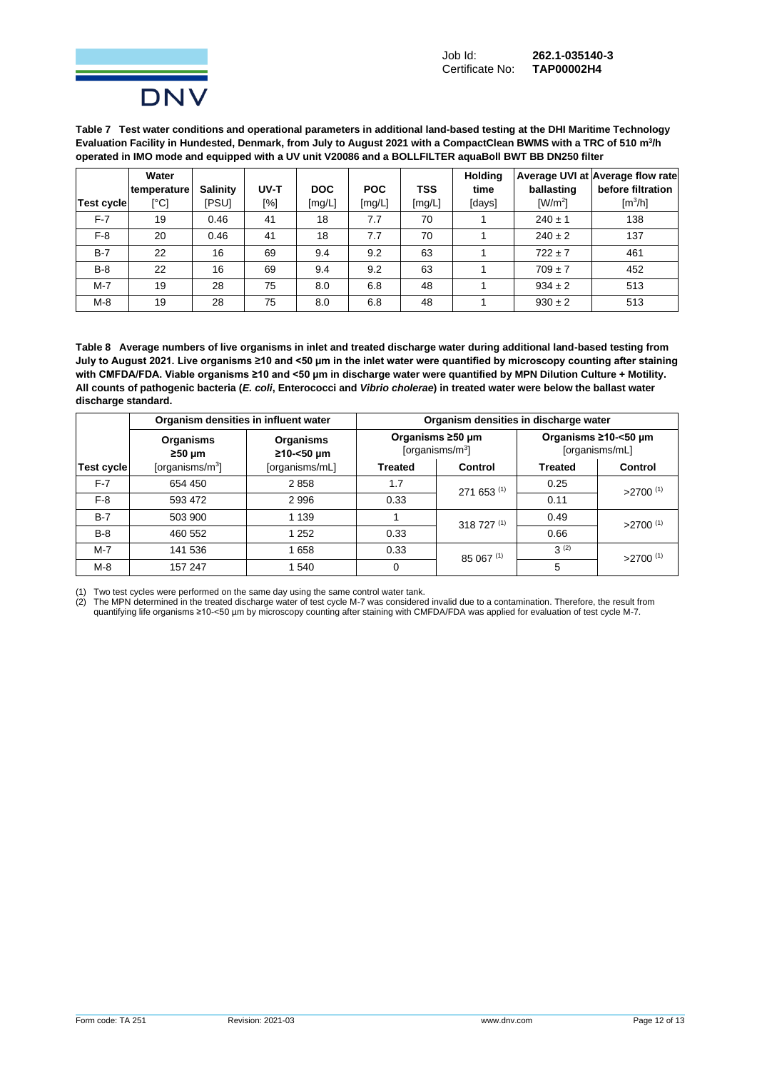Job Id: **262.1-035140-3**
Certificate No: **TAP00002H4**

**Table 7 Test water conditions and operational parameters in additional land-based testing at the DHI Maritime Technology Evaluation Facility in Hundested, Denmark, from July to August 2021 with a CompactClean BWMS with a TRC of 510 m³/h operated in IMO mode and equipped with a UV unit V20086 and a BOLLFILTER aquaBoll BWT BB DN250 filter**

| Test cycle | Water temperature [°C] | Salinity [PSU] | UV-T [%] | DOC [mg/L] | POC [mg/L] | TSS [mg/L] | Holding time [days] | Average UVI at ballasting [W/m²] | Average flow rate before filtration [m³/h] |
|---|---|---|---|---|---|---|---|---|---|
| F-7 | 19 | 0.46 | 41 | 18 | 7.7 | 70 | 1 | 240 ± 1 | 138 |
| F-8 | 20 | 0.46 | 41 | 18 | 7.7 | 70 | 1 | 240 ± 2 | 137 |
| B-7 | 22 | 16 | 69 | 9.4 | 9.2 | 63 | 1 | 722 ± 7 | 461 |
| B-8 | 22 | 16 | 69 | 9.4 | 9.2 | 63 | 1 | 709 ± 7 | 452 |
| M-7 | 19 | 28 | 75 | 8.0 | 6.8 | 48 | 1 | 934 ± 2 | 513 |
| M-8 | 19 | 28 | 75 | 8.0 | 6.8 | 48 | 1 | 930 ± 2 | 513 |

**Table 8 Average numbers of live organisms in inlet and treated discharge water during additional land-based testing from July to August 2021. Live organisms ≥10 and <50 µm in the inlet water were quantified by microscopy counting after staining with CMFDA/FDA. Viable organisms ≥10 and <50 µm in discharge water were quantified by MPN Dilution Culture + Motility. All counts of pathogenic bacteria (*E. coli*, Enterococci and *Vibrio cholerae*) in treated water were below the ballast water discharge standard.**

| | Organism densities in influent water | | Organism densities in discharge water | | | |
|---|---|---|---|---|---|---|
| | Organisms ≥50 µm | Organisms ≥10-<50 µm | Organisms ≥50 µm [organisms/m³] | | Organisms ≥10-<50 µm [organisms/mL] | |
| Test cycle | [organisms/m³] | [organisms/mL] | Treated | Control | Treated | Control |
| F-7 | 654 450 | 2 858 | 1.7 | 271 653 [(1)] | 0.25 | >2700 [(1)] |
| F-8 | 593 472 | 2 996 | 0.33 | | 0.11 | |
| B-7 | 503 900 | 1 139 | 1 | 318 727 [(1)] | 0.49 | >2700 [(1)] |
| B-8 | 460 552 | 1 252 | 0.33 | | 0.66 | |
| M-7 | 141 536 | 1 658 | 0.33 | 85 067 [(1)] | 3 [(2)] | >2700 [(1)] |
| M-8 | 157 247 | 1 540 | 0 | | 5 | |

(1) Two test cycles were performed on the same day using the same control water tank.
(2) The MPN determined in the treated discharge water of test cycle M-7 was considered invalid due to a contamination. Therefore, the result from quantifying life organisms ≥10-<50 µm by microscopy counting after staining with CMFDA/FDA was applied for evaluation of test cycle M-7.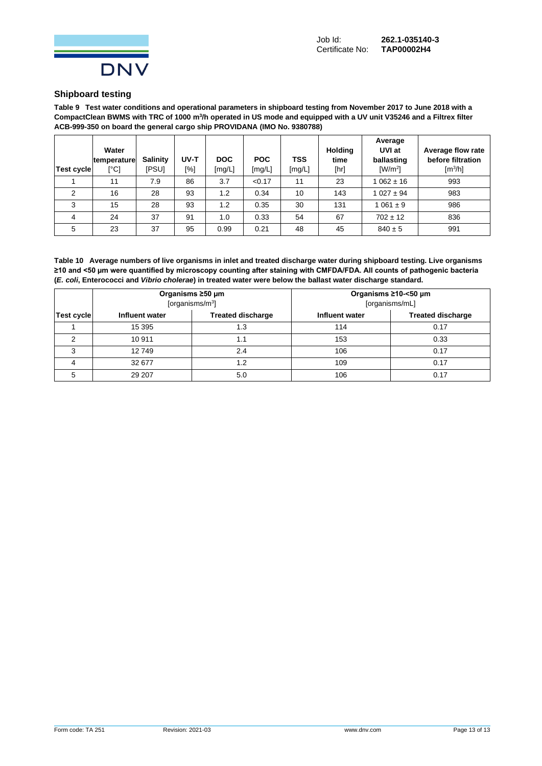## Shipboard testing

**Table 9 Test water conditions and operational parameters in shipboard testing from November 2017 to June 2018 with a CompactClean BWMS with TRC of 1000 m³/h operated in US mode and equipped with a UV unit V35246 and a Filtrex filter ACB-999-350 on board the general cargo ship PROVIDANA (IMO No. 9380788)**

| Test cycle | Water temperature [°C] | Salinity [PSU] | UV-T [%] | DOC [mg/L] | POC [mg/L] | TSS [mg/L] | Holding time [hr] | Average UVI at ballasting [W/m²] | Average flow rate before filtration [m³/h] |
|---|---|---|---|---|---|---|---|---|---|
| 1 | 11 | 7.9 | 86 | 3.7 | <0.17 | 11 | 23 | 1 062 ± 16 | 993 |
| 2 | 16 | 28 | 93 | 1.2 | 0.34 | 10 | 143 | 1 027 ± 94 | 983 |
| 3 | 15 | 28 | 93 | 1.2 | 0.35 | 30 | 131 | 1 061 ± 9 | 986 |
| 4 | 24 | 37 | 91 | 1.0 | 0.33 | 54 | 67 | 702 ± 12 | 836 |
| 5 | 23 | 37 | 95 | 0.99 | 0.21 | 48 | 45 | 840 ± 5 | 991 |

**Table 10 Average numbers of live organisms in inlet and treated discharge water during shipboard testing. Live organisms ≥10 and <50 µm were quantified by microscopy counting after staining with CMFDA/FDA. All counts of pathogenic bacteria (*E. coli*, Enterococci and *Vibrio cholerae*) in treated water were below the ballast water discharge standard.**

| | Organisms ≥50 µm [organisms/m³] | | Organisms ≥10-<50 µm [organisms/mL] | |
|---|---|---|---|---|
| **Test cycle** | **Influent water** | **Treated discharge** | **Influent water** | **Treated discharge** |
| 1 | 15 395 | 1.3 | 114 | 0.17 |
| 2 | 10 911 | 1.1 | 153 | 0.33 |
| 3 | 12 749 | 2.4 | 106 | 0.17 |
| 4 | 32 677 | 1.2 | 109 | 0.17 |
| 5 | 29 207 | 5.0 | 106 | 0.17 |